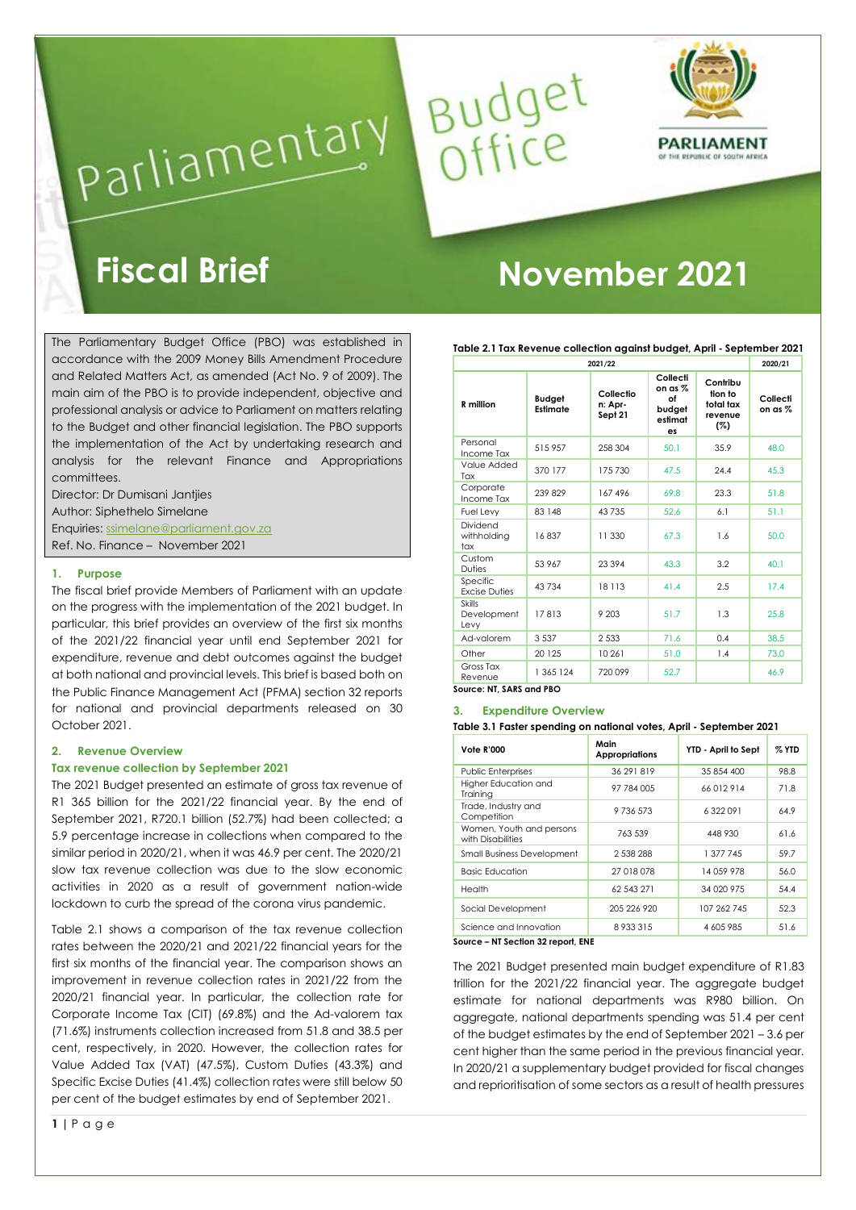# Parliamentary Budget Office

# Fiscal Brief

# November 2021

The Parliamentary Budget Office (PBO) was established in accordance with the 2009 Money Bills Amendment Procedure and Related Matters Act, as amended (Act No. 9 of 2009). The main aim of the PBO is to provide independent, objective and professional analysis or advice to Parliament on matters relating to the Budget and other financial legislation. The PBO supports the implementation of the Act by undertaking research and analysis for the relevant Finance and Appropriations committees.

Director: Dr Dumisani Jantjies
Author: Siphethelo Simelane
Enquiries: ssimelane@parliament.gov.za
Ref. No. Finance – November 2021

## 1. Purpose

The fiscal brief provide Members of Parliament with an update on the progress with the implementation of the 2021 budget. In particular, this brief provides an overview of the first six months of the 2021/22 financial year until end September 2021 for expenditure, revenue and debt outcomes against the budget at both national and provincial levels. This brief is based both on the Public Finance Management Act (PFMA) section 32 reports for national and provincial departments released on 30 October 2021.

## 2. Revenue Overview

### Tax revenue collection by September 2021

The 2021 Budget presented an estimate of gross tax revenue of R1 365 billion for the 2021/22 financial year. By the end of September 2021, R720.1 billion (52.7%) had been collected; a 5.9 percentage increase in collections when compared to the similar period in 2020/21, when it was 46.9 per cent. The 2020/21 slow tax revenue collection was due to the slow economic activities in 2020 as a result of government nation-wide lockdown to curb the spread of the corona virus pandemic.

Table 2.1 shows a comparison of the tax revenue collection rates between the 2020/21 and 2021/22 financial years for the first six months of the financial year. The comparison shows an improvement in revenue collection rates in 2021/22 from the 2020/21 financial year. In particular, the collection rate for Corporate Income Tax (CIT) (69.8%) and the Ad-valorem tax (71.6%) instruments collection increased from 51.8 and 38.5 per cent, respectively, in 2020. However, the collection rates for Value Added Tax (VAT) (47.5%), Custom Duties (43.3%) and Specific Excise Duties (41.4%) collection rates were still below 50 per cent of the budget estimates by end of September 2021.

**Table 2.1 Tax Revenue collection against budget, April - September 2021**

| | 2021/22 | | | | 2020/21 |
|---|---|---|---|---|---|
| R million | Budget Estimate | Collection: Apr-Sept 21 | Collection as % of budget estimates | Contribution to total tax revenue (%) | Collection as % |
| Personal Income Tax | 515 957 | 258 304 | 50.1 | 35.9 | 48.0 |
| Value Added Tax | 370 177 | 175 730 | 47.5 | 24.4 | 45.3 |
| Corporate Income Tax | 239 829 | 167 496 | 69.8 | 23.3 | 51.8 |
| Fuel Levy | 83 148 | 43 735 | 52.6 | 6.1 | 51.1 |
| Dividend withholding tax | 16 837 | 11 330 | 67.3 | 1.6 | 50.0 |
| Custom Duties | 53 967 | 23 394 | 43.3 | 3.2 | 40.1 |
| Specific Excise Duties | 43 734 | 18 113 | 41.4 | 2.5 | 17.4 |
| Skills Development Levy | 17 813 | 9 203 | 51.7 | 1.3 | 25.8 |
| Ad-valorem | 3 537 | 2 533 | 71.6 | 0.4 | 38.5 |
| Other | 20 125 | 10 261 | 51.0 | 1.4 | 73.0 |
| Gross Tax Revenue | 1 365 124 | 720 099 | 52.7 | | 46.9 |

**Source: NT, SARS and PBO**

## 3. Expenditure Overview

**Table 3.1 Faster spending on national votes, April - September 2021**

| Vote R'000 | Main Appropriations | YTD - April to Sept | % YTD |
|---|---|---|---|
| Public Enterprises | 36 291 819 | 35 854 400 | 98.8 |
| Higher Education and Training | 97 784 005 | 66 012 914 | 71.8 |
| Trade, Industry and Competition | 9 736 573 | 6 322 091 | 64.9 |
| Women, Youth and persons with Disabilities | 763 539 | 448 930 | 61.6 |
| Small Business Development | 2 538 288 | 1 377 745 | 59.7 |
| Basic Education | 27 018 078 | 14 059 978 | 56.0 |
| Health | 62 543 271 | 34 020 975 | 54.4 |
| Social Development | 205 226 920 | 107 262 745 | 52.3 |
| Science and Innovation | 8 933 315 | 4 605 985 | 51.6 |

**Source – NT Section 32 report, ENE**

The 2021 Budget presented main budget expenditure of R1.83 trillion for the 2021/22 financial year. The aggregate budget estimate for national departments was R980 billion. On aggregate, national departments spending was 51.4 per cent of the budget estimates by the end of September 2021 – 3.6 per cent higher than the same period in the previous financial year. In 2020/21 a supplementary budget provided for fiscal changes and reprioritisation of some sectors as a result of health pressures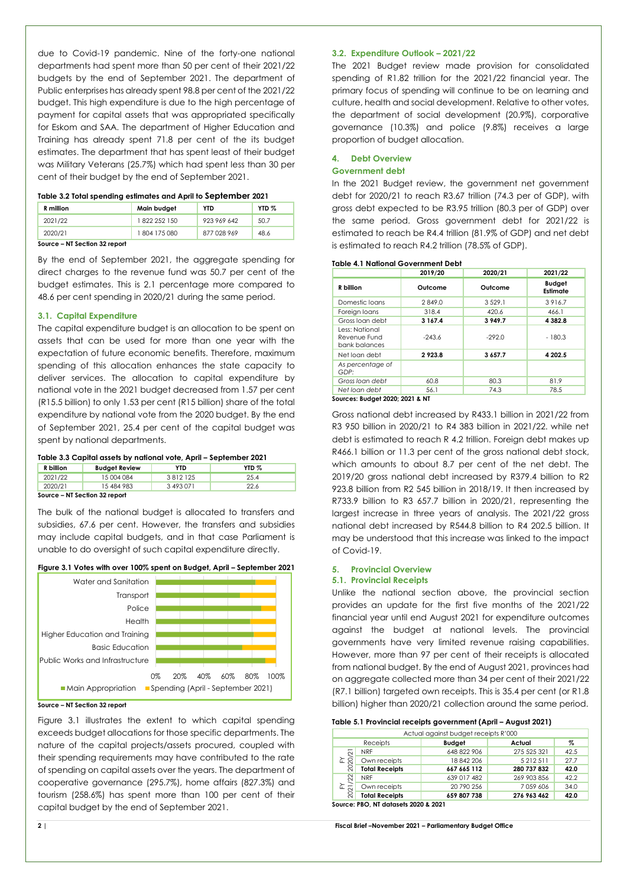due to Covid-19 pandemic. Nine of the forty-one national departments had spent more than 50 per cent of their 2021/22 budgets by the end of September 2021. The department of Public enterprises has already spent 98.8 per cent of the 2021/22 budget. This high expenditure is due to the high percentage of payment for capital assets that was appropriated specifically for Eskom and SAA. The department of Higher Education and Training has already spent 71.8 per cent of the its budget estimates. The department that has spent least of their budget was Military Veterans (25.7%) which had spent less than 30 per cent of their budget by the end of September 2021.

**Table 3.2 Total spending estimates and April to September 2021**

| R million | Main budget | YTD | YTD % |
|---|---|---|---|
| 2021/22 | 1 822 252 150 | 923 969 642 | 50.7 |
| 2020/21 | 1 804 175 080 | 877 028 969 | 48.6 |

**Source – NT Section 32 report**

By the end of September 2021, the aggregate spending for direct charges to the revenue fund was 50.7 per cent of the budget estimates. This is 2.1 percentage more compared to 48.6 per cent spending in 2020/21 during the same period.

### 3.1. Capital Expenditure

The capital expenditure budget is an allocation to be spent on assets that can be used for more than one year with the expectation of future economic benefits. Therefore, maximum spending of this allocation enhances the state capacity to deliver services. The allocation to capital expenditure by national vote in the 2021 budget decreased from 1.57 per cent (R15.5 billion) to only 1.53 per cent (R15 billion) share of the total expenditure by national vote from the 2020 budget. By the end of September 2021, 25.4 per cent of the capital budget was spent by national departments.

**Table 3.3 Capital assets by national vote, April – September 2021**

| R billion | Budget Review | YTD | YTD % |
|---|---|---|---|
| 2021/22 | 15 004 084 | 3 812 125 | 25.4 |
| 2020/21 | 15 484 983 | 3 493 071 | 22.6 |

**Source – NT Section 32 report**

The bulk of the national budget is allocated to transfers and subsidies, 67.6 per cent. However, the transfers and subsidies may include capital budgets, and in that case Parliament is unable to do oversight of such capital expenditure directly.

**Figure 3.1 Votes with over 100% spent on Budget, April – September 2021**

Water and Sanitation
Transport
Police
Health
Higher Education and Training
Basic Education
Public Works and Infrastructure

0% 20% 40% 60% 80% 100%

Main Appropriation
Spending (April - September 2021)

**Source – NT Section 32 report**

Figure 3.1 illustrates the extent to which capital spending exceeds budget allocations for those specific departments. The nature of the capital projects/assets procured, coupled with their spending requirements may have contributed to the rate of spending on capital assets over the years. The department of cooperative governance (295.7%), home affairs (827.3%) and tourism (258.6%) has spent more than 100 per cent of their capital budget by the end of September 2021.

### 3.2. Expenditure Outlook – 2021/22

The 2021 Budget review made provision for consolidated spending of R1.82 trillion for the 2021/22 financial year. The primary focus of spending will continue to be on learning and culture, health and social development. Relative to other votes, the department of social development (20.9%), corporative governance (10.3%) and police (9.8%) receives a large proportion of budget allocation.

## 4. Debt Overview

### Government debt

In the 2021 Budget review, the government net government debt for 2020/21 to reach R3.67 trillion (74.3 per of GDP), with gross debt expected to be R3.95 trillion (80.3 per of GDP) over the same period. Gross government debt for 2021/22 is estimated to reach be R4.4 trillion (81.9% of GDP) and net debt is estimated to reach R4.2 trillion (78.5% of GDP).

**Table 4.1 National Government Debt**

| | 2019/20 | 2020/21 | 2021/22 |
|---|---|---|---|
| R billion | Outcome | Outcome | Budget Estimate |
| Domestic loans | 2 849.0 | 3 529.1 | 3 916.7 |
| Foreign loans | 318.4 | 420.6 | 466.1 |
| Gross loan debt | **3 167.4** | **3 949.7** | **4 382.8** |
| Less: National Revenue Fund bank balances | -243.6 | -292.0 | - 180.3 |
| Net loan debt | **2 923.8** | **3 657.7** | **4 202.5** |
| *As percentage of GDP:* | | | |
| *Gross loan debt* | 60.8 | 80.3 | 81.9 |
| *Net loan debt* | 56.1 | 74.3 | 78.5 |

**Sources: Budget 2020; 2021 & NT**

Gross national debt increased by R433.1 billion in 2021/22 from R3 950 billion in 2020/21 to R4 383 billion in 2021/22. while net debt is estimated to reach R 4.2 trillion. Foreign debt makes up R466.1 billion or 11.3 per cent of the gross national debt stock, which amounts to about 8.7 per cent of the net debt. The 2019/20 gross national debt increased by R379.4 billion to R2 923.8 billion from R2 545 billion in 2018/19. It then increased by R733.9 billion to R3 657.7 billion in 2020/21, representing the largest increase in three years of analysis. The 2021/22 gross national debt increased by R544.8 billion to R4 202.5 billion. It may be understood that this increase was linked to the impact of Covid-19.

## 5. Provincial Overview

### 5.1. Provincial Receipts

Unlike the national section above, the provincial section provides an update for the first five months of the 2021/22 financial year until end August 2021 for expenditure outcomes against the budget at national levels. The provincial governments have very limited revenue raising capabilities. However, more than 97 per cent of their receipts is allocated from national budget. By the end of August 2021, provinces had on aggregate collected more than 34 per cent of their 2021/22 (R7.1 billion) targeted own receipts. This is 35.4 per cent (or R1.8 billion) higher than 2020/21 collection around the same period.

**Table 5.1 Provincial receipts government (April – August 2021)**

| Actual against budget receipts R'000 | | | | |
|---|---|---|---|---|
| | Receipts | Budget | Actual | % |
| FY 2020/21 | NRF | 648 822 906 | 275 525 321 | 42.5 |
| | Own receipts | 18 842 206 | 5 212 511 | 27.7 |
| | **Total Receipts** | **667 665 112** | **280 737 832** | **42.0** |
| FY 2021/22 | NRF | 639 017 482 | 269 903 856 | 42.2 |
| | Own receipts | 20 790 256 | 7 059 606 | 34.0 |
| | **Total Receipts** | **659 807 738** | **276 963 462** | **42.0** |

**Source: PBO, NT datasets 2020 & 2021**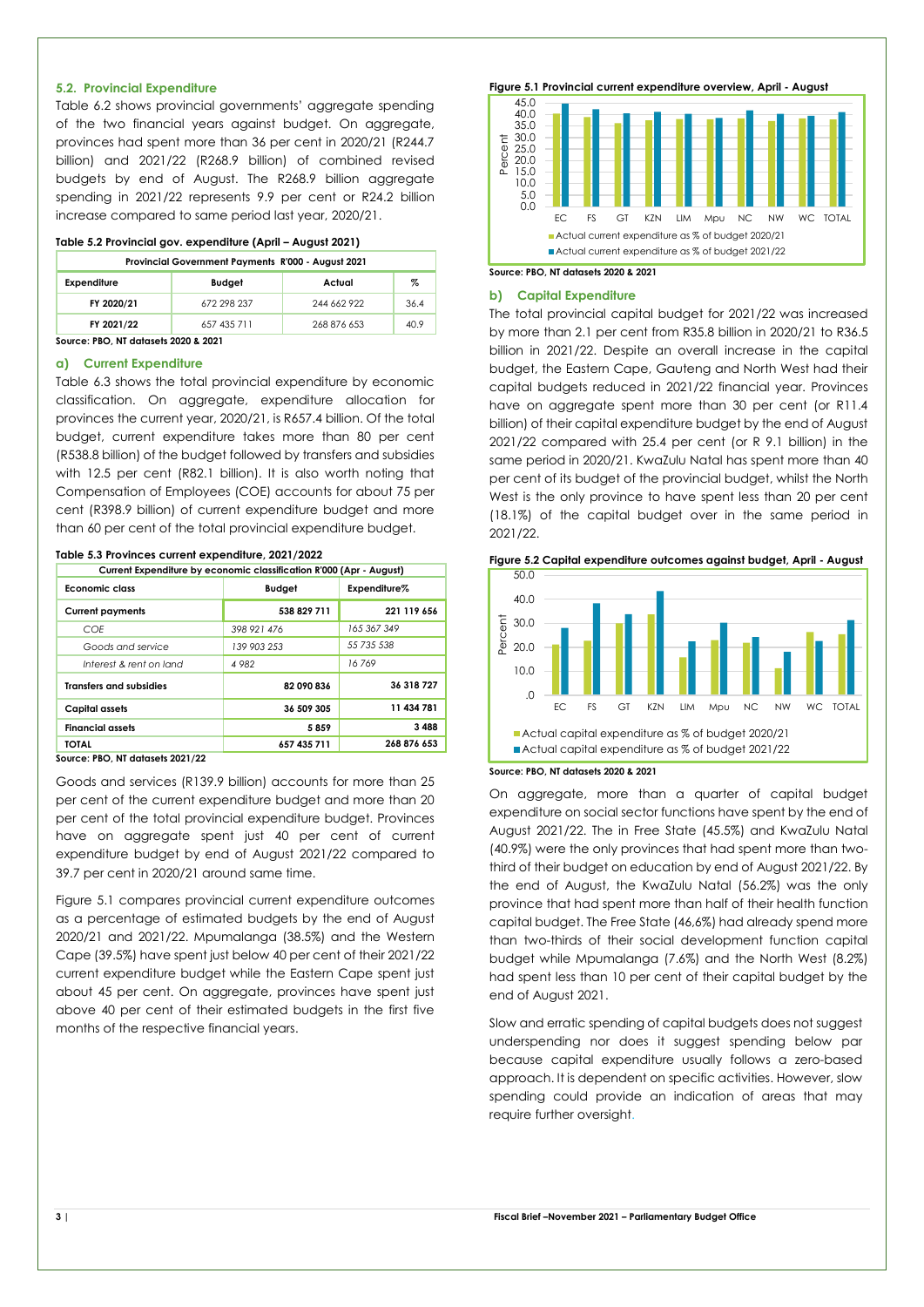## 5.2. Provincial Expenditure

Table 6.2 shows provincial governments' aggregate spending of the two financial years against budget. On aggregate, provinces had spent more than 36 per cent in 2020/21 (R244.7 billion) and 2021/22 (R268.9 billion) of combined revised budgets by end of August. The R268.9 billion aggregate spending in 2021/22 represents 9.9 per cent or R24.2 billion increase compared to same period last year, 2020/21.

**Table 5.2 Provincial gov. expenditure (April – August 2021)**

| Provincial Government Payments R'000 - August 2021 | | | |
|---|---|---|---|
| Expenditure | Budget | Actual | % |
| FY 2020/21 | 672 298 237 | 244 662 922 | 36.4 |
| FY 2021/22 | 657 435 711 | 268 876 653 | 40.9 |

Source: PBO, NT datasets 2020 & 2021

### a) Current Expenditure

Table 6.3 shows the total provincial expenditure by economic classification. On aggregate, expenditure allocation for provinces the current year, 2020/21, is R657.4 billion. Of the total budget, current expenditure takes more than 80 per cent (R538.8 billion) of the budget followed by transfers and subsidies with 12.5 per cent (R82.1 billion). It is also worth noting that Compensation of Employees (COE) accounts for about 75 per cent (R398.9 billion) of current expenditure budget and more than 60 per cent of the total provincial expenditure budget.

**Table 5.3 Provinces current expenditure, 2021/2022**

| Current Expenditure by economic classification R'000 (Apr - August) | | |
|---|---|---|
| Economic class | Budget | Expenditure% |
| **Current payments** | **538 829 711** | **221 119 656** |
| *COE* | *398 921 476* | *165 367 349* |
| *Goods and service* | *139 903 253* | *55 735 538* |
| *Interest & rent on land* | *4 982* | *16 769* |
| **Transfers and subsidies** | **82 090 836** | **36 318 727** |
| **Capital assets** | **36 509 305** | **11 434 781** |
| **Financial assets** | **5 859** | **3 488** |
| **TOTAL** | **657 435 711** | **268 876 653** |

Source: PBO, NT datasets 2021/22

Goods and services (R139.9 billion) accounts for more than 25 per cent of the current expenditure budget and more than 20 per cent of the total provincial expenditure budget. Provinces have on aggregate spent just 40 per cent of current expenditure budget by end of August 2021/22 compared to 39.7 per cent in 2020/21 around same time.

Figure 5.1 compares provincial current expenditure outcomes as a percentage of estimated budgets by the end of August 2020/21 and 2021/22. Mpumalanga (38.5%) and the Western Cape (39.5%) have spent just below 40 per cent of their 2021/22 current expenditure budget while the Eastern Cape spent just about 45 per cent. On aggregate, provinces have spent just above 40 per cent of their estimated budgets in the first five months of the respective financial years.

**Figure 5.1 Provincial current expenditure overview, April - August**

Percent
45.0
40.0
35.0
30.0
25.0
20.0
15.0
10.0
5.0
0.0
EC FS GT KZN LIM Mpu NC NW WC TOTAL
Actual current expenditure as % of budget 2020/21
Actual current expenditure as % of budget 2021/22

Source: PBO, NT datasets 2020 & 2021

### b) Capital Expenditure

The total provincial capital budget for 2021/22 was increased by more than 2.1 per cent from R35.8 billion in 2020/21 to R36.5 billion in 2021/22. Despite an overall increase in the capital budget, the Eastern Cape, Gauteng and North West had their capital budgets reduced in 2021/22 financial year. Provinces have on aggregate spent more than 30 per cent (or R11.4 billion) of their capital expenditure budget by the end of August 2021/22 compared with 25.4 per cent (or R 9.1 billion) in the same period in 2020/21. KwaZulu Natal has spent more than 40 per cent of its budget of the provincial budget, whilst the North West is the only province to have spent less than 20 per cent (18.1%) of the capital budget over in the same period in 2021/22.

**Figure 5.2 Capital expenditure outcomes against budget, April - August**

Percent
50.0
40.0
30.0
20.0
10.0
.0
EC FS GT KZN LIM Mpu NC NW WC TOTAL
Actual capital expenditure as % of budget 2020/21
Actual capital expenditure as % of budget 2021/22

Source: PBO, NT datasets 2020 & 2021

On aggregate, more than a quarter of capital budget expenditure on social sector functions have spent by the end of August 2021/22. The in Free State (45.5%) and KwaZulu Natal (40.9%) were the only provinces that had spent more than two-third of their budget on education by end of August 2021/22. By the end of August, the KwaZulu Natal (56.2%) was the only province that had spent more than half of their health function capital budget. The Free State (46,6%) had already spend more than two-thirds of their social development function capital budget while Mpumalanga (7.6%) and the North West (8.2%) had spent less than 10 per cent of their capital budget by the end of August 2021.

Slow and erratic spending of capital budgets does not suggest underspending nor does it suggest spending below par because capital expenditure usually follows a zero-based approach. It is dependent on specific activities. However, slow spending could provide an indication of areas that may require further oversight.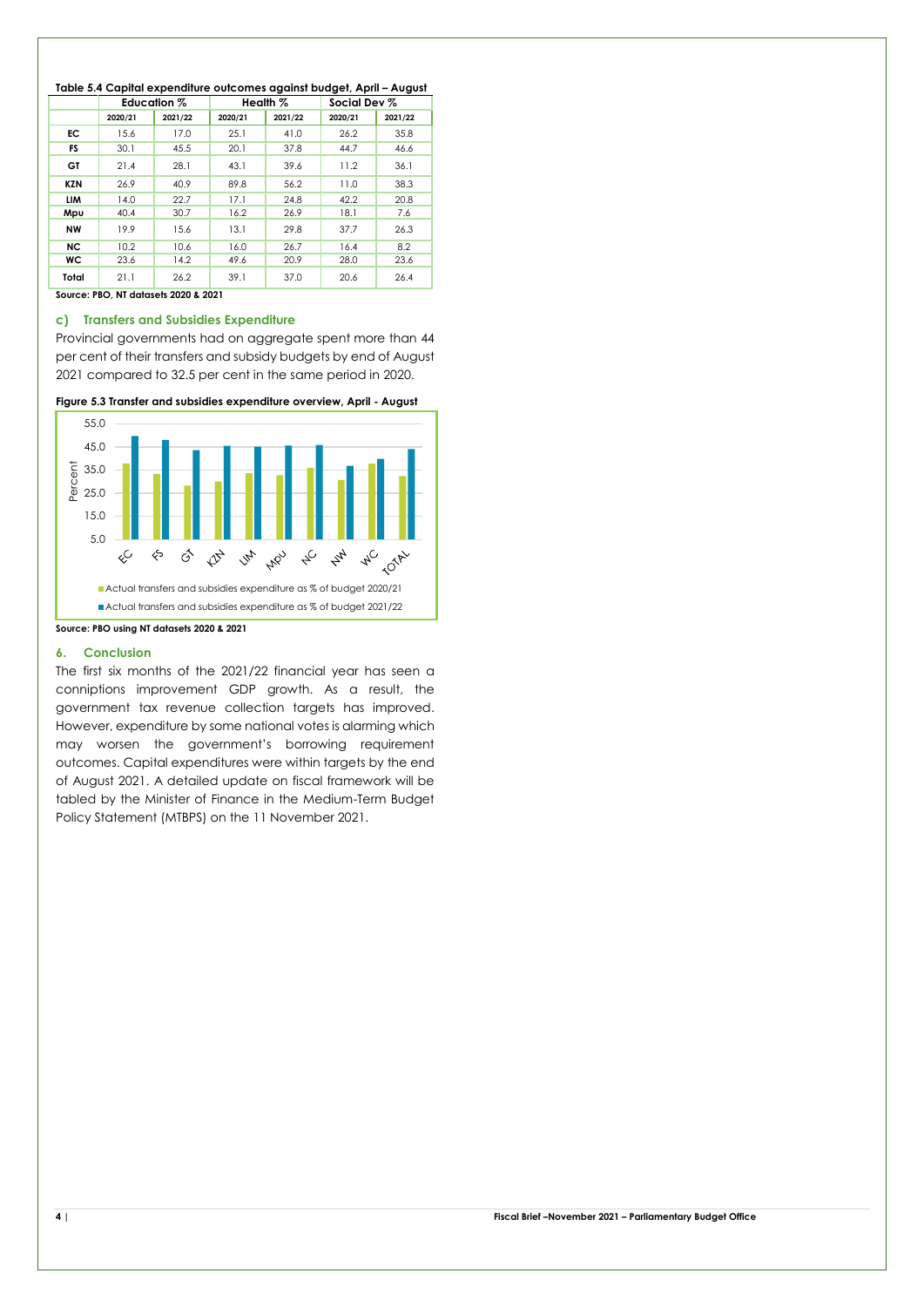**Table 5.4 Capital expenditure outcomes against budget, April – August**

| | Education % | | Health % | | Social Dev % | |
|---|---|---|---|---|---|---|
| | 2020/21 | 2021/22 | 2020/21 | 2021/22 | 2020/21 | 2021/22 |
| EC | 15.6 | 17.0 | 25.1 | 41.0 | 26.2 | 35.8 |
| FS | 30.1 | 45.5 | 20.1 | 37.8 | 44.7 | 46.6 |
| GT | 21.4 | 28.1 | 43.1 | 39.6 | 11.2 | 36.1 |
| KZN | 26.9 | 40.9 | 89.8 | 56.2 | 11.0 | 38.3 |
| LIM | 14.0 | 22.7 | 17.1 | 24.8 | 42.2 | 20.8 |
| Mpu | 40.4 | 30.7 | 16.2 | 26.9 | 18.1 | 7.6 |
| NW | 19.9 | 15.6 | 13.1 | 29.8 | 37.7 | 26.3 |
| NC | 10.2 | 10.6 | 16.0 | 26.7 | 16.4 | 8.2 |
| WC | 23.6 | 14.2 | 49.6 | 20.9 | 28.0 | 23.6 |
| Total | 21.1 | 26.2 | 39.1 | 37.0 | 20.6 | 26.4 |

**Source: PBO, NT datasets 2020 & 2021**

### c) Transfers and Subsidies Expenditure

Provincial governments had on aggregate spent more than 44 per cent of their transfers and subsidy budgets by end of August 2021 compared to 32.5 per cent in the same period in 2020.

**Figure 5.3 Transfer and subsidies expenditure overview, April - August**

Percent
55.0
45.0
35.0
25.0
15.0
5.0
EC FS GT KZN LIM MPU NC NW WC TOTAL
Actual transfers and subsidies expenditure as % of budget 2020/21
Actual transfers and subsidies expenditure as % of budget 2021/22

**Source: PBO using NT datasets 2020 & 2021**

## 6. Conclusion

The first six months of the 2021/22 financial year has seen a conniptions improvement GDP growth. As a result, the government tax revenue collection targets has improved. However, expenditure by some national votes is alarming which may worsen the government's borrowing requirement outcomes. Capital expenditures were within targets by the end of August 2021. A detailed update on fiscal framework will be tabled by the Minister of Finance in the Medium-Term Budget Policy Statement (MTBPS) on the 11 November 2021.